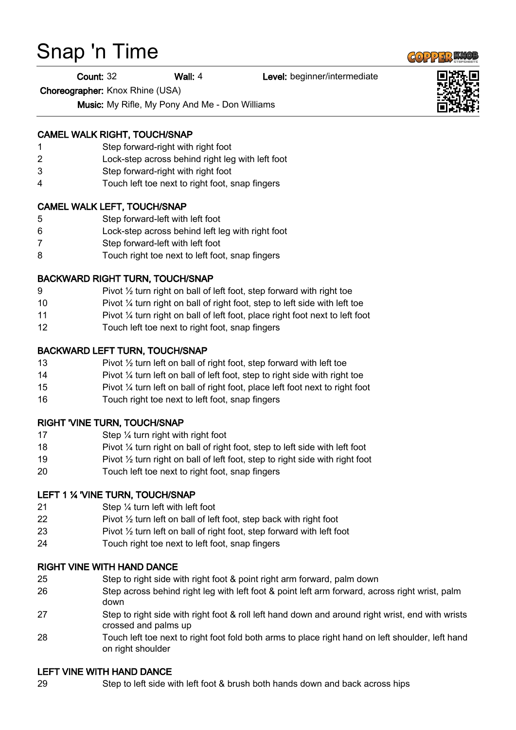# Snap 'n Time

**Count:** 32 **Wall:** 4 **Level:** beginner/intermediate

**Choreographer:** Knox Rhine (USA)

**Music:** My Rifle, My Pony And Me - Don Williams

---

**CAMEL WALK RIGHT, TOUCH/SNAP**

| | |
|---|---|
| 1 | Step forward-right with right foot |
| 2 | Lock-step across behind right leg with left foot |
| 3 | Step forward-right with right foot |
| 4 | Touch left toe next to right foot, snap fingers |

**CAMEL WALK LEFT, TOUCH/SNAP**

| | |
|---|---|
| 5 | Step forward-left with left foot |
| 6 | Lock-step across behind left leg with right foot |
| 7 | Step forward-left with left foot |
| 8 | Touch right toe next to left foot, snap fingers |

**BACKWARD RIGHT TURN, TOUCH/SNAP**

| | |
|---|---|
| 9 | Pivot ½ turn right on ball of left foot, step forward with right toe |
| 10 | Pivot ¼ turn right on ball of right foot, step to left side with left toe |
| 11 | Pivot ¼ turn right on ball of left foot, place right foot next to left foot |
| 12 | Touch left toe next to right foot, snap fingers |

**BACKWARD LEFT TURN, TOUCH/SNAP**

| | |
|---|---|
| 13 | Pivot ½ turn left on ball of right foot, step forward with left toe |
| 14 | Pivot ¼ turn left on ball of left foot, step to right side with right toe |
| 15 | Pivot ¼ turn left on ball of right foot, place left foot next to right foot |
| 16 | Touch right toe next to left foot, snap fingers |

**RIGHT 'VINE TURN, TOUCH/SNAP**

| | |
|---|---|
| 17 | Step ¼ turn right with right foot |
| 18 | Pivot ¼ turn right on ball of right foot, step to left side with left foot |
| 19 | Pivot ½ turn right on ball of left foot, step to right side with right foot |
| 20 | Touch left toe next to right foot, snap fingers |

**LEFT 1 ¼ 'VINE TURN, TOUCH/SNAP**

| | |
|---|---|
| 21 | Step ¼ turn left with left foot |
| 22 | Pivot ½ turn left on ball of left foot, step back with right foot |
| 23 | Pivot ½ turn left on ball of right foot, step forward with left foot |
| 24 | Touch right toe next to left foot, snap fingers |

**RIGHT VINE WITH HAND DANCE**

| | |
|---|---|
| 25 | Step to right side with right foot & point right arm forward, palm down |
| 26 | Step across behind right leg with left foot & point left arm forward, across right wrist, palm down |
| 27 | Step to right side with right foot & roll left hand down and around right wrist, end with wrists crossed and palms up |
| 28 | Touch left toe next to right foot fold both arms to place right hand on left shoulder, left hand on right shoulder |

**LEFT VINE WITH HAND DANCE**

| | |
|---|---|
| 29 | Step to left side with left foot & brush both hands down and back across hips |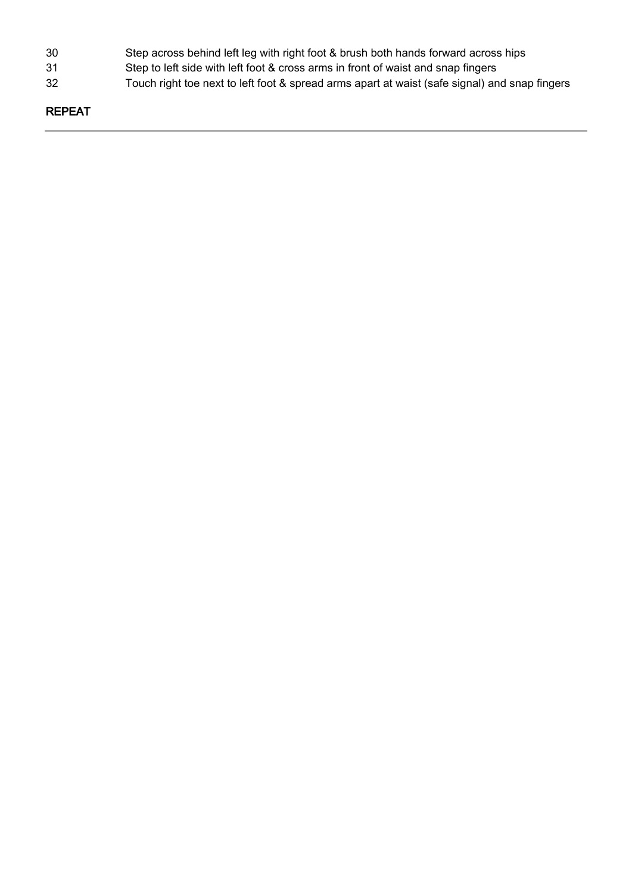| | |
|---|---|
| 30 | Step across behind left leg with right foot & brush both hands forward across hips |
| 31 | Step to left side with left foot & cross arms in front of waist and snap fingers |
| 32 | Touch right toe next to left foot & spread arms apart at waist (safe signal) and snap fingers |

**REPEAT**

---